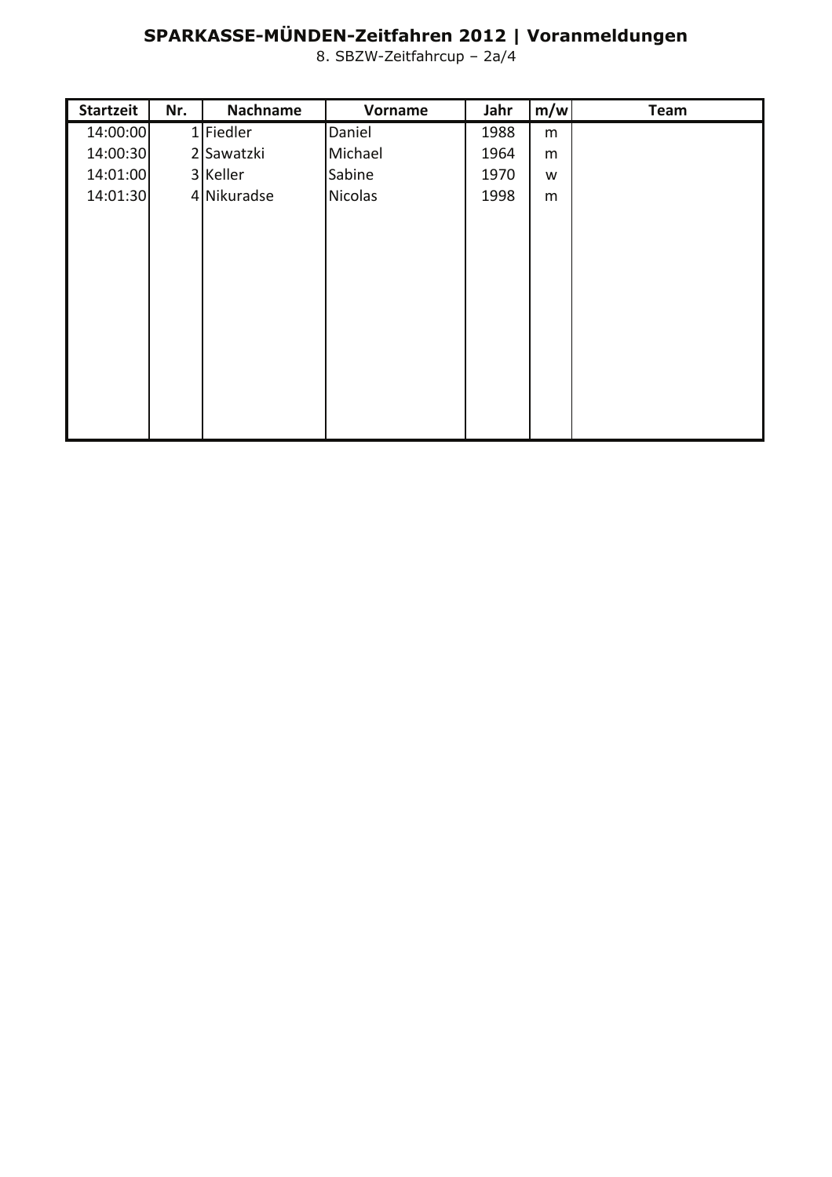# SPARKASSE-MÜNDEN-Zeitfahren 2012 | Voranmeldungen

8. SBZW-Zeitfahrcup – 2a/4

| Startzeit | Nr. | Nachname | Vorname | Jahr | m/w | Team |
|---|---|---|---|---|---|---|
| 14:00:00 | 1 | Fiedler | Daniel | 1988 | m | |
| 14:00:30 | 2 | Sawatzki | Michael | 1964 | m | |
| 14:01:00 | 3 | Keller | Sabine | 1970 | w | |
| 14:01:30 | 4 | Nikuradse | Nicolas | 1998 | m | |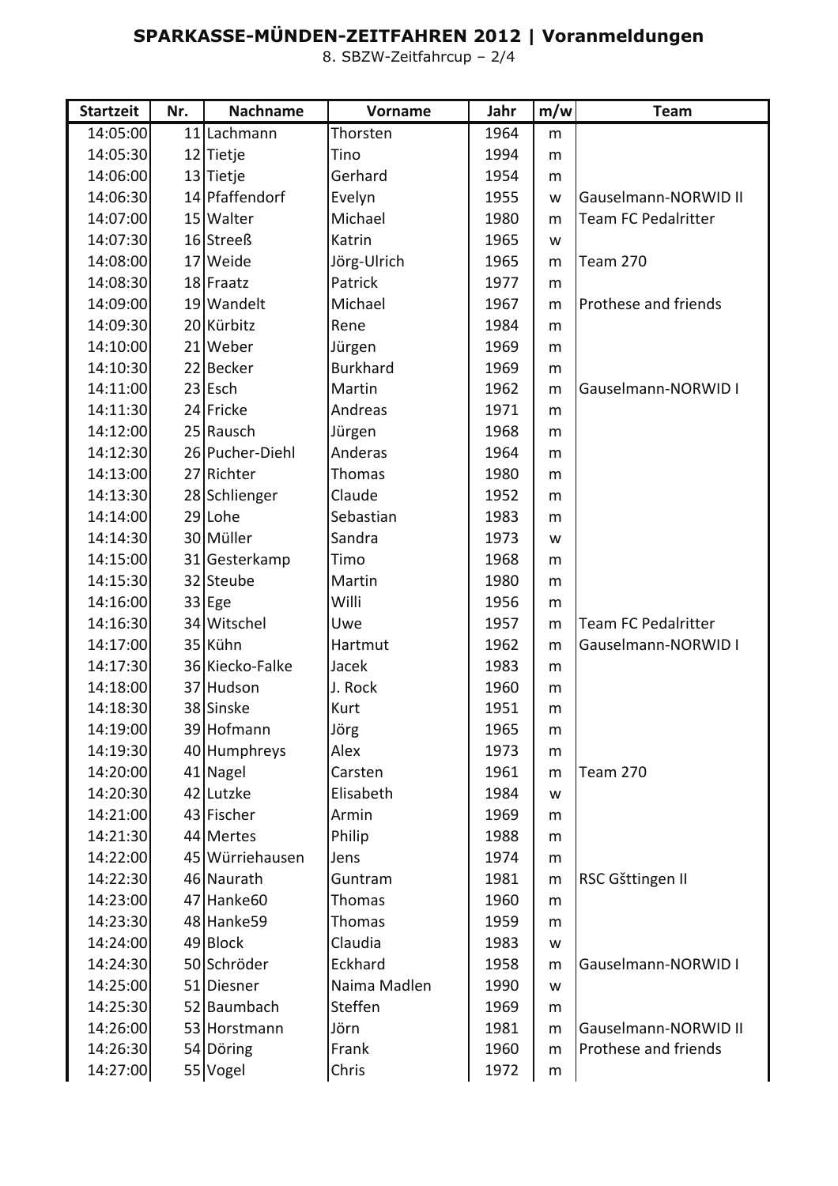# SPARKASSE-MÜNDEN-ZEITFAHREN 2012 | Voranmeldungen

8. SBZW-Zeitfahrcup – 2/4

| Startzeit | Nr. | Nachname | Vorname | Jahr | m/w | Team |
|---|---|---|---|---|---|---|
| 14:05:00 | 11 | Lachmann | Thorsten | 1964 | m | |
| 14:05:30 | 12 | Tietje | Tino | 1994 | m | |
| 14:06:00 | 13 | Tietje | Gerhard | 1954 | m | |
| 14:06:30 | 14 | Pfaffendorf | Evelyn | 1955 | w | Gauselmann-NORWID II |
| 14:07:00 | 15 | Walter | Michael | 1980 | m | Team FC Pedalritter |
| 14:07:30 | 16 | Streeß | Katrin | 1965 | w | |
| 14:08:00 | 17 | Weide | Jörg-Ulrich | 1965 | m | Team 270 |
| 14:08:30 | 18 | Fraatz | Patrick | 1977 | m | |
| 14:09:00 | 19 | Wandelt | Michael | 1967 | m | Prothese and friends |
| 14:09:30 | 20 | Kürbitz | Rene | 1984 | m | |
| 14:10:00 | 21 | Weber | Jürgen | 1969 | m | |
| 14:10:30 | 22 | Becker | Burkhard | 1969 | m | |
| 14:11:00 | 23 | Esch | Martin | 1962 | m | Gauselmann-NORWID I |
| 14:11:30 | 24 | Fricke | Andreas | 1971 | m | |
| 14:12:00 | 25 | Rausch | Jürgen | 1968 | m | |
| 14:12:30 | 26 | Pucher-Diehl | Anderas | 1964 | m | |
| 14:13:00 | 27 | Richter | Thomas | 1980 | m | |
| 14:13:30 | 28 | Schlienger | Claude | 1952 | m | |
| 14:14:00 | 29 | Lohe | Sebastian | 1983 | m | |
| 14:14:30 | 30 | Müller | Sandra | 1973 | w | |
| 14:15:00 | 31 | Gesterkamp | Timo | 1968 | m | |
| 14:15:30 | 32 | Steube | Martin | 1980 | m | |
| 14:16:00 | 33 | Ege | Willi | 1956 | m | |
| 14:16:30 | 34 | Witschel | Uwe | 1957 | m | Team FC Pedalritter |
| 14:17:00 | 35 | Kühn | Hartmut | 1962 | m | Gauselmann-NORWID I |
| 14:17:30 | 36 | Kiecko-Falke | Jacek | 1983 | m | |
| 14:18:00 | 37 | Hudson | J. Rock | 1960 | m | |
| 14:18:30 | 38 | Sinske | Kurt | 1951 | m | |
| 14:19:00 | 39 | Hofmann | Jörg | 1965 | m | |
| 14:19:30 | 40 | Humphreys | Alex | 1973 | m | |
| 14:20:00 | 41 | Nagel | Carsten | 1961 | m | Team 270 |
| 14:20:30 | 42 | Lutzke | Elisabeth | 1984 | w | |
| 14:21:00 | 43 | Fischer | Armin | 1969 | m | |
| 14:21:30 | 44 | Mertes | Philip | 1988 | m | |
| 14:22:00 | 45 | Würriehausen | Jens | 1974 | m | |
| 14:22:30 | 46 | Naurath | Guntram | 1981 | m | RSC Gšttingen II |
| 14:23:00 | 47 | Hanke60 | Thomas | 1960 | m | |
| 14:23:30 | 48 | Hanke59 | Thomas | 1959 | m | |
| 14:24:00 | 49 | Block | Claudia | 1983 | w | |
| 14:24:30 | 50 | Schröder | Eckhard | 1958 | m | Gauselmann-NORWID I |
| 14:25:00 | 51 | Diesner | Naima Madlen | 1990 | w | |
| 14:25:30 | 52 | Baumbach | Steffen | 1969 | m | |
| 14:26:00 | 53 | Horstmann | Jörn | 1981 | m | Gauselmann-NORWID II |
| 14:26:30 | 54 | Döring | Frank | 1960 | m | Prothese and friends |
| 14:27:00 | 55 | Vogel | Chris | 1972 | m | |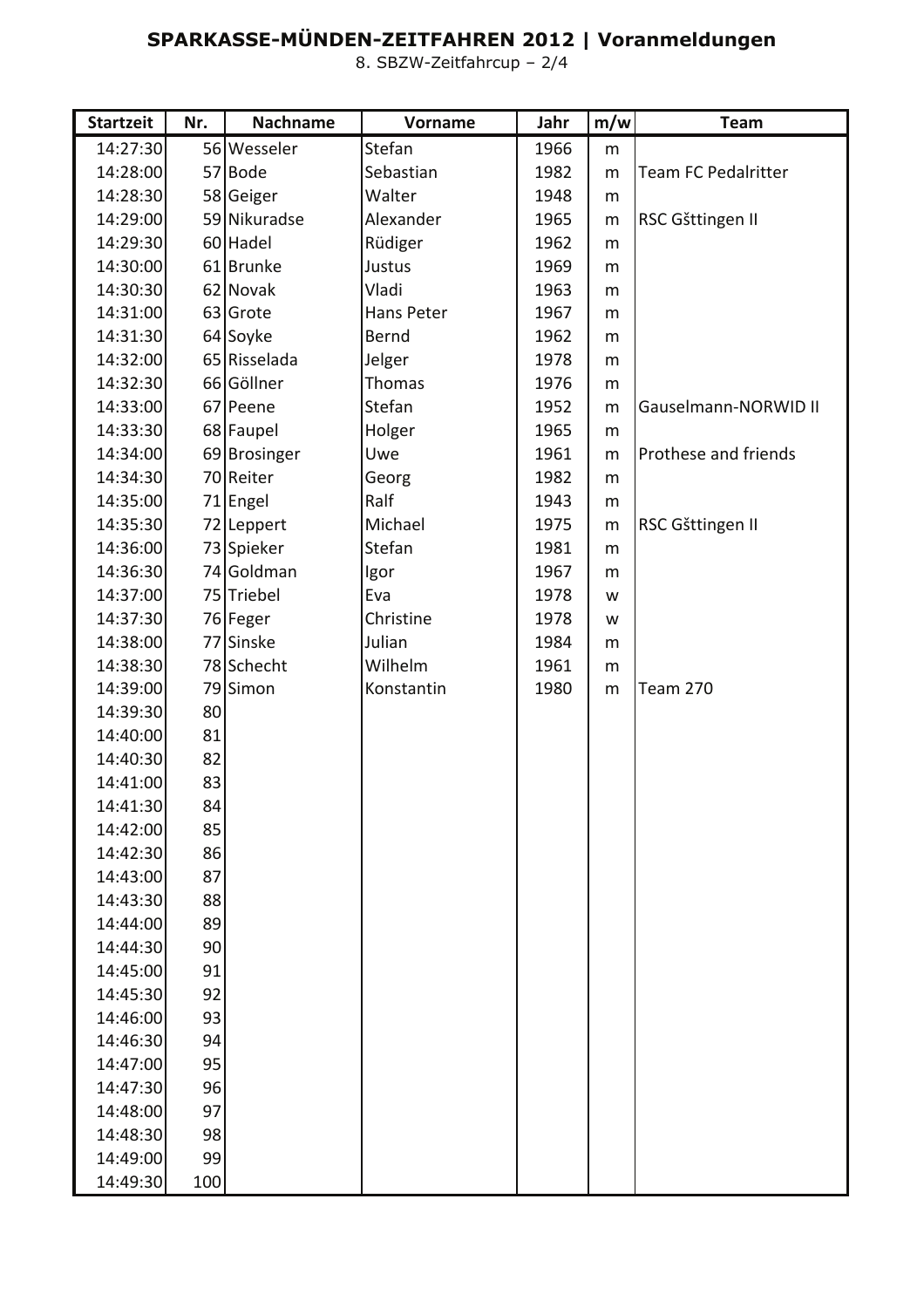# SPARKASSE-MÜNDEN-ZEITFAHREN 2012 | Voranmeldungen

8. SBZW-Zeitfahrcup – 2/4

| Startzeit | Nr. | Nachname | Vorname | Jahr | m/w | Team |
|---|---|---|---|---|---|---|
| 14:27:30 | 56 | Wesseler | Stefan | 1966 | m | |
| 14:28:00 | 57 | Bode | Sebastian | 1982 | m | Team FC Pedalritter |
| 14:28:30 | 58 | Geiger | Walter | 1948 | m | |
| 14:29:00 | 59 | Nikuradse | Alexander | 1965 | m | RSC Gšttingen II |
| 14:29:30 | 60 | Hadel | Rüdiger | 1962 | m | |
| 14:30:00 | 61 | Brunke | Justus | 1969 | m | |
| 14:30:30 | 62 | Novak | Vladi | 1963 | m | |
| 14:31:00 | 63 | Grote | Hans Peter | 1967 | m | |
| 14:31:30 | 64 | Soyke | Bernd | 1962 | m | |
| 14:32:00 | 65 | Risselada | Jelger | 1978 | m | |
| 14:32:30 | 66 | Göllner | Thomas | 1976 | m | |
| 14:33:00 | 67 | Peene | Stefan | 1952 | m | Gauselmann-NORWID II |
| 14:33:30 | 68 | Faupel | Holger | 1965 | m | |
| 14:34:00 | 69 | Brosinger | Uwe | 1961 | m | Prothese and friends |
| 14:34:30 | 70 | Reiter | Georg | 1982 | m | |
| 14:35:00 | 71 | Engel | Ralf | 1943 | m | |
| 14:35:30 | 72 | Leppert | Michael | 1975 | m | RSC Gšttingen II |
| 14:36:00 | 73 | Spieker | Stefan | 1981 | m | |
| 14:36:30 | 74 | Goldman | Igor | 1967 | m | |
| 14:37:00 | 75 | Triebel | Eva | 1978 | w | |
| 14:37:30 | 76 | Feger | Christine | 1978 | w | |
| 14:38:00 | 77 | Sinske | Julian | 1984 | m | |
| 14:38:30 | 78 | Schecht | Wilhelm | 1961 | m | |
| 14:39:00 | 79 | Simon | Konstantin | 1980 | m | Team 270 |
| 14:39:30 | 80 | | | | | |
| 14:40:00 | 81 | | | | | |
| 14:40:30 | 82 | | | | | |
| 14:41:00 | 83 | | | | | |
| 14:41:30 | 84 | | | | | |
| 14:42:00 | 85 | | | | | |
| 14:42:30 | 86 | | | | | |
| 14:43:00 | 87 | | | | | |
| 14:43:30 | 88 | | | | | |
| 14:44:00 | 89 | | | | | |
| 14:44:30 | 90 | | | | | |
| 14:45:00 | 91 | | | | | |
| 14:45:30 | 92 | | | | | |
| 14:46:00 | 93 | | | | | |
| 14:46:30 | 94 | | | | | |
| 14:47:00 | 95 | | | | | |
| 14:47:30 | 96 | | | | | |
| 14:48:00 | 97 | | | | | |
| 14:48:30 | 98 | | | | | |
| 14:49:00 | 99 | | | | | |
| 14:49:30 | 100 | | | | | |